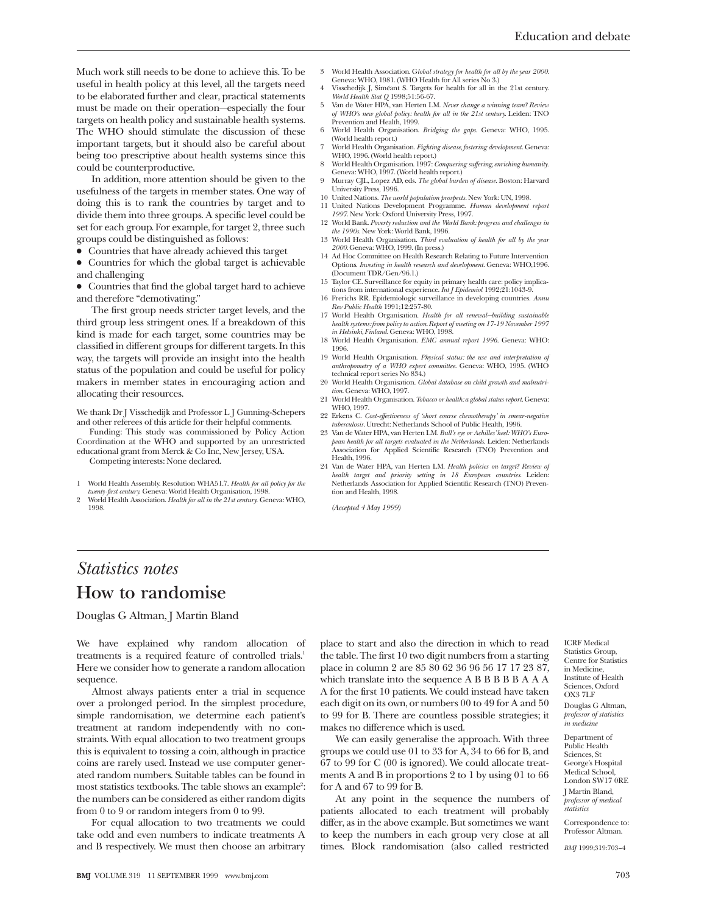Much work still needs to be done to achieve this. To be useful in health policy at this level, all the targets need to be elaborated further and clear, practical statements must be made on their operation—especially the four targets on health policy and sustainable health systems. The WHO should stimulate the discussion of these important targets, but it should also be careful about being too prescriptive about health systems since this could be counterproductive.

In addition, more attention should be given to the usefulness of the targets in member states. One way of doing this is to rank the countries by target and to divide them into three groups. A specific level could be set for each group. For example, for target 2, three such groups could be distinguished as follows:

- Countries that have already achieved this target
- Countries for which the global target is achievable and challenging
- Countries that find the global target hard to achieve and therefore "demotivating."

The first group needs stricter target levels, and the third group less stringent ones. If a breakdown of this kind is made for each target, some countries may be classified in different groups for different targets. In this way, the targets will provide an insight into the health status of the population and could be useful for policy makers in member states in encouraging action and allocating their resources.

We thank Dr J Visschedijk and Professor L J Gunning-Schepers and other referees of this article for their helpful comments.

Funding: This study was commissioned by Policy Action Coordination at the WHO and supported by an unrestricted educational grant from Merck & Co Inc, New Jersey, USA.

Competing interests: None declared.

1. World Health Assembly. Resolution WHA51.7. *Health for all policy for the twenty-first century.* Geneva: World Health Organisation, 1998.
2. World Health Association. *Health for all in the 21st century.* Geneva: WHO, 1998.
3. World Health Association. *Global strategy for health for all by the year 2000.* Geneva: WHO, 1981. (WHO Health for All series No 3.)
4. Visschedijk J, Siméant S. Targets for health for all in the 21st century. *World Health Stat Q* 1998;51:56-67.
5. Van de Water HPA, van Herten LM. *Never change a winning team? Review of WHO's new global policy: health for all in the 21st century.* Leiden: TNO Prevention and Health, 1999.
6. World Health Organisation. *Bridging the gaps.* Geneva: WHO, 1995. (World health report.)
7. World Health Organisation. *Fighting disease, fostering development.* Geneva: WHO, 1996. (World health report.)
8. World Health Organisation. 1997: *Conquering suffering, enriching humanity.* Geneva: WHO, 1997. (World health report.)
9. Murray CJL, Lopez AD, eds. *The global burden of disease.* Boston: Harvard University Press, 1996.
10. United Nations. *The world population prospects.* New York: UN, 1998.
11. United Nations Development Programme. *Human development report 1997.* New York: Oxford University Press, 1997.
12. World Bank. *Poverty reduction and the World Bank: progress and challenges in the 1990s.* New York: World Bank, 1996.
13. World Health Organisation. *Third evaluation of health for all by the year 2000.* Geneva: WHO, 1999. (In press.)
14. Ad Hoc Committee on Health Research Relating to Future Intervention Options. *Investing in health research and development.* Geneva: WHO,1996. (Document TDR/Gen/96.1.)
15. Taylor CE. Surveillance for equity in primary health care: policy implications from international experience. *Int J Epidemiol* 1992;21:1043-9.
16. Frerichs RR. Epidemiologic surveillance in developing countries. *Annu Rev Public Health* 1991;12:257-80.
17. World Health Organisation. *Health for all renewal—building sustainable health systems: from policy to action. Report of meeting on 17-19 November 1997 in Helsinki, Finland.* Geneva: WHO, 1998.
18. World Health Organisation. *EMC annual report 1996.* Geneva: WHO: 1996.
19. World Health Organisation. *Physical status: the use and interpretation of anthropometry of a WHO expert committee.* Geneva: WHO, 1995. (WHO technical report series No 834.)
20. World Health Organisation. *Global database on child growth and malnutrition.* Geneva: WHO, 1997.
21. World Health Organisation. *Tobacco or health: a global status report.* Geneva: WHO, 1997.
22. Erkens C. *Cost-effectiveness of 'short course chemotherapy' in smear-negative tuberculosis.* Utrecht: Netherlands School of Public Health, 1996.
23. Van de Water HPA, van Herten LM. *Bull's eye or Achilles' heel: WHO's European health for all targets evaluated in the Netherlands.* Leiden: Netherlands Association for Applied Scientific Research (TNO) Prevention and Health, 1996.
24. Van de Water HPA, van Herten LM. *Health policies on target? Review of health target and priority setting in 18 European countries.* Leiden: Netherlands Association for Applied Scientific Research (TNO) Prevention and Health, 1998.

*(Accepted 4 May 1999)*

---

## *Statistics notes*

# How to randomise

Douglas G Altman, J Martin Bland

We have explained why random allocation of treatments is a required feature of controlled trials.[1] Here we consider how to generate a random allocation sequence.

Almost always patients enter a trial in sequence over a prolonged period. In the simplest procedure, simple randomisation, we determine each patient's treatment at random independently with no constraints. With equal allocation to two treatment groups this is equivalent to tossing a coin, although in practice coins are rarely used. Instead we use computer generated random numbers. Suitable tables can be found in most statistics textbooks. The table shows an example[2]: the numbers can be considered as either random digits from 0 to 9 or random integers from 0 to 99.

For equal allocation to two treatments we could take odd and even numbers to indicate treatments A and B respectively. We must then choose an arbitrary place to start and also the direction in which to read the table. The first 10 two digit numbers from a starting place in column 2 are 85 80 62 36 96 56 17 17 23 87, which translate into the sequence A B B B B B A A A A for the first 10 patients. We could instead have taken each digit on its own, or numbers 00 to 49 for A and 50 to 99 for B. There are countless possible strategies; it makes no difference which is used.

We can easily generalise the approach. With three groups we could use 01 to 33 for A, 34 to 66 for B, and 67 to 99 for C (00 is ignored). We could allocate treatments A and B in proportions 2 to 1 by using 01 to 66 for A and 67 to 99 for B.

At any point in the sequence the numbers of patients allocated to each treatment will probably differ, as in the above example. But sometimes we want to keep the numbers in each group very close at all times. Block randomisation (also called restricted

ICRF Medical Statistics Group, Centre for Statistics in Medicine, Institute of Health Sciences, Oxford OX3 7LF

Douglas G Altman, *professor of statistics in medicine*

Department of Public Health Sciences, St George's Hospital Medical School, London SW17 0RE

J Martin Bland, *professor of medical statistics*

Correspondence to: Professor Altman.

*BMJ* 1999;319:703–4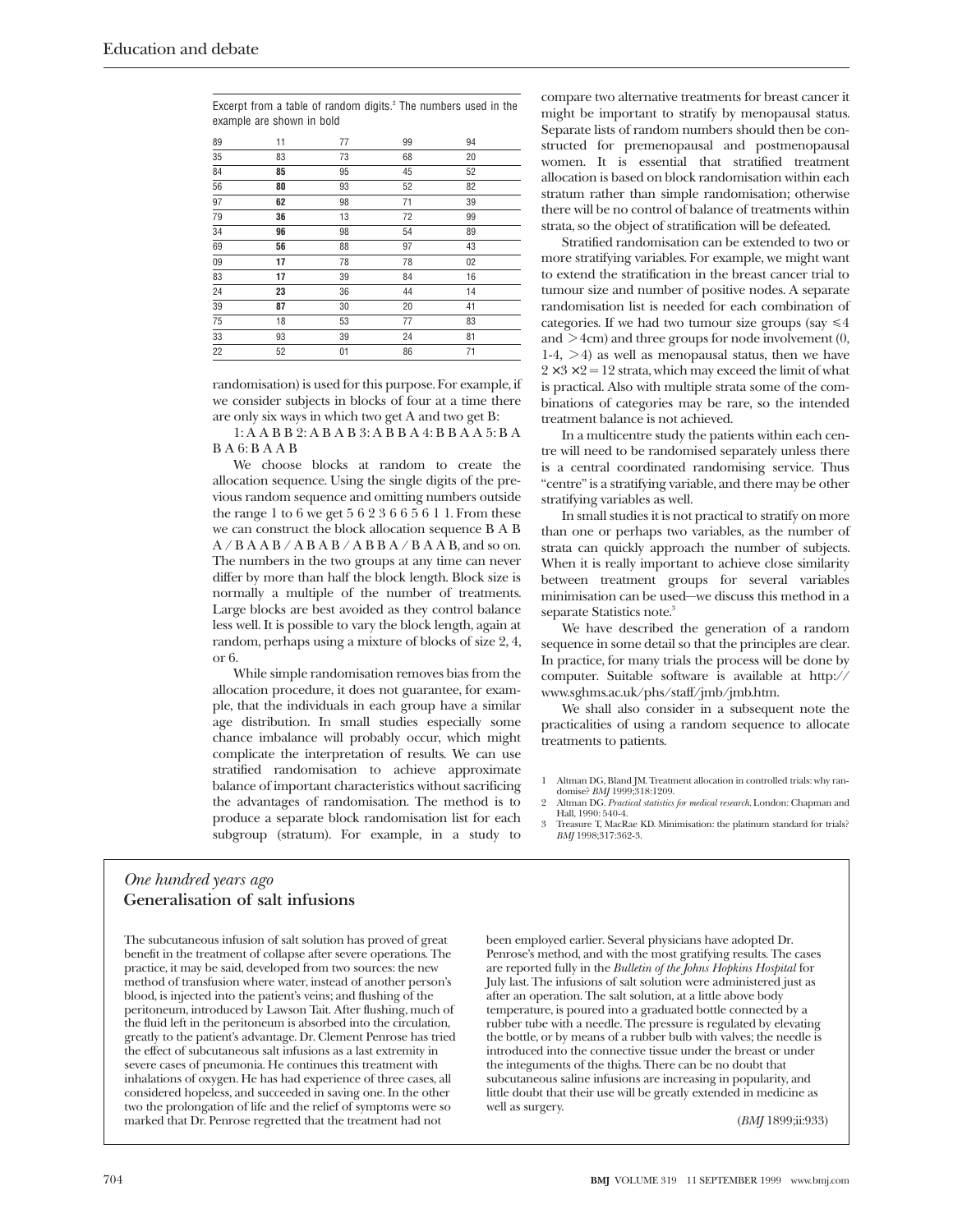Excerpt from a table of random digits.[2] The numbers used in the example are shown in bold

| | | | | |
|---|---|---|---|---|
| 89 | 11 | 77 | 99 | 94 |
| 35 | 83 | 73 | 68 | 20 |
| 84 | **85** | 95 | 45 | 52 |
| 56 | **80** | 93 | 52 | 82 |
| 97 | **62** | 98 | 71 | 39 |
| 79 | **36** | 13 | 72 | 99 |
| 34 | **96** | 98 | 54 | 89 |
| 69 | **56** | 88 | 97 | 43 |
| 09 | **17** | 78 | 78 | 02 |
| 83 | **17** | 39 | 84 | 16 |
| 24 | **23** | 36 | 44 | 14 |
| 39 | **87** | 30 | 20 | 41 |
| 75 | 18 | 53 | 77 | 83 |
| 33 | 93 | 39 | 24 | 81 |
| 22 | 52 | 01 | 86 | 71 |

randomisation) is used for this purpose. For example, if we consider subjects in blocks of four at a time there are only six ways in which two get A and two get B:

1: A A B B 2: A B A B 3: A B B A 4: B B A A 5: B A B A 6: B A A B

We choose blocks at random to create the allocation sequence. Using the single digits of the previous random sequence and omitting numbers outside the range 1 to 6 we get 5 6 2 3 6 6 5 6 1 1. From these we can construct the block allocation sequence B A B A / B A A B / A B A B / A B B A / B A A B, and so on. The numbers in the two groups at any time can never differ by more than half the block length. Block size is normally a multiple of the number of treatments. Large blocks are best avoided as they control balance less well. It is possible to vary the block length, again at random, perhaps using a mixture of blocks of size 2, 4, or 6.

While simple randomisation removes bias from the allocation procedure, it does not guarantee, for example, that the individuals in each group have a similar age distribution. In small studies especially some chance imbalance will probably occur, which might complicate the interpretation of results. We can use stratified randomisation to achieve approximate balance of important characteristics without sacrificing the advantages of randomisation. The method is to produce a separate block randomisation list for each subgroup (stratum). For example, in a study to compare two alternative treatments for breast cancer it might be important to stratify by menopausal status. Separate lists of random numbers should then be constructed for premenopausal and postmenopausal women. It is essential that stratified treatment allocation is based on block randomisation within each stratum rather than simple randomisation; otherwise there will be no control of balance of treatments within strata, so the object of stratification will be defeated.

Stratified randomisation can be extended to two or more stratifying variables. For example, we might want to extend the stratification in the breast cancer trial to tumour size and number of positive nodes. A separate randomisation list is needed for each combination of categories. If we had two tumour size groups (say $\leq 4$ and $>4$cm) and three groups for node involvement (0, 1-4, $>4$) as well as menopausal status, then we have $2 \times 3 \times 2 = 12$ strata, which may exceed the limit of what is practical. Also with multiple strata some of the combinations of categories may be rare, so the intended treatment balance is not achieved.

In a multicentre study the patients within each centre will need to be randomised separately unless there is a central coordinated randomising service. Thus "centre" is a stratifying variable, and there may be other stratifying variables as well.

In small studies it is not practical to stratify on more than one or perhaps two variables, as the number of strata can quickly approach the number of subjects. When it is really important to achieve close similarity between treatment groups for several variables minimisation can be used—we discuss this method in a separate Statistics note.[3]

We have described the generation of a random sequence in some detail so that the principles are clear. In practice, for many trials the process will be done by computer. Suitable software is available at http://www.sghms.ac.uk/phs/staff/jmb/jmb.htm.

We shall also consider in a subsequent note the practicalities of using a random sequence to allocate treatments to patients.

1 Altman DG, Bland JM. Treatment allocation in controlled trials: why randomise? *BMJ* 1999;318:1209.
2 Altman DG. *Practical statistics for medical research*. London: Chapman and Hall, 1990: 540-4.
3 Treasure T, MacRae KD. Minimisation: the platinum standard for trials? *BMJ* 1998;317:362-3.

## *One hundred years ago*
### Generalisation of salt infusions

The subcutaneous infusion of salt solution has proved of great benefit in the treatment of collapse after severe operations. The practice, it may be said, developed from two sources: the new method of transfusion where water, instead of another person's blood, is injected into the patient's veins; and flushing of the peritoneum, introduced by Lawson Tait. After flushing, much of the fluid left in the peritoneum is absorbed into the circulation, greatly to the patient's advantage. Dr. Clement Penrose has tried the effect of subcutaneous salt infusions as a last extremity in severe cases of pneumonia. He continues this treatment with inhalations of oxygen. He has had experience of three cases, all considered hopeless, and succeeded in saving one. In the other two the prolongation of life and the relief of symptoms were so marked that Dr. Penrose regretted that the treatment had not been employed earlier. Several physicians have adopted Dr. Penrose's method, and with the most gratifying results. The cases are reported fully in the *Bulletin of the Johns Hopkins Hospital* for July last. The infusions of salt solution were administered just as after an operation. The salt solution, at a little above body temperature, is poured into a graduated bottle connected by a rubber tube with a needle. The pressure is regulated by elevating the bottle, or by means of a rubber bulb with valves; the needle is introduced into the connective tissue under the breast or under the integuments of the thighs. There can be no doubt that subcutaneous saline infusions are increasing in popularity, and little doubt that their use will be greatly extended in medicine as well as surgery.

(*BMJ* 1899;ii:933)